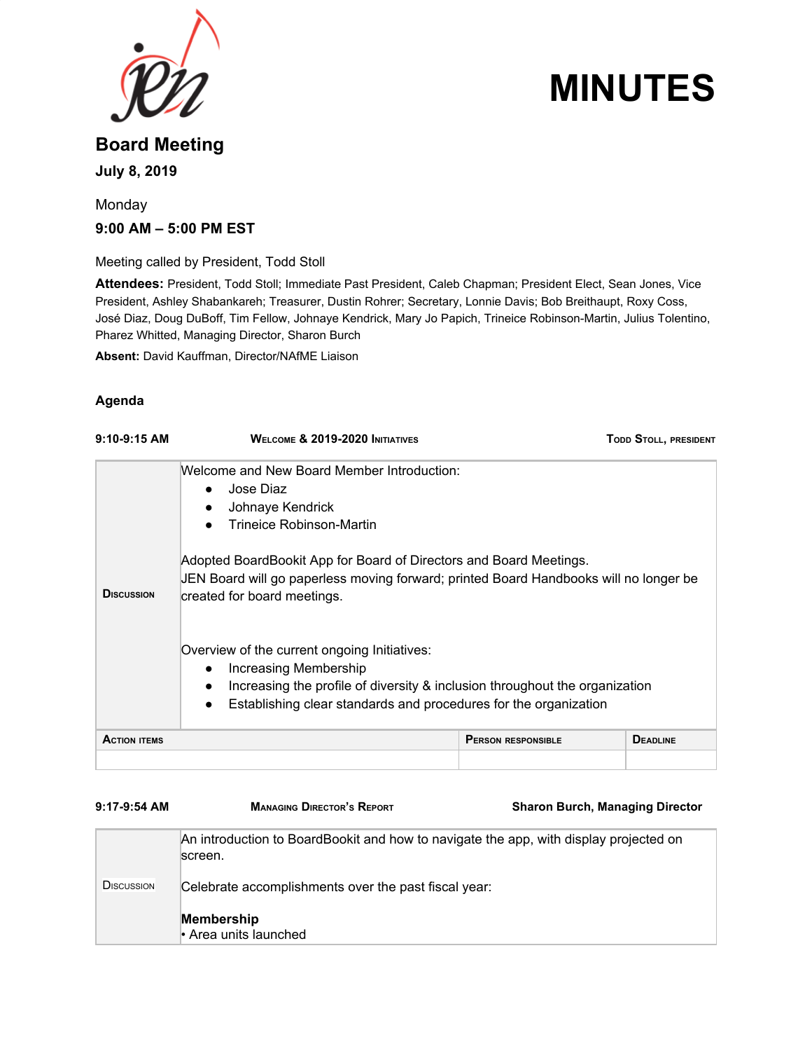# MINUTES

## Board Meeting

**July 8, 2019**

Monday

**9:00 AM – 5:00 PM EST**

Meeting called by President, Todd Stoll

**Attendees:** President, Todd Stoll; Immediate Past President, Caleb Chapman; President Elect, Sean Jones, Vice President, Ashley Shabankareh; Treasurer, Dustin Rohrer; Secretary, Lonnie Davis; Bob Breithaupt, Roxy Coss, José Diaz, Doug DuBoff, Tim Fellow, Johnaye Kendrick, Mary Jo Papich, Trineice Robinson-Martin, Julius Tolentino, Pharez Whitted, Managing Director, Sharon Burch

**Absent:** David Kauffman, Director/NAfME Liaison

### Agenda

**9:10-9:15 AM** — **WELCOME & 2019-2020 INITIATIVES** — **TODD STOLL, PRESIDENT**

**DISCUSSION**

Welcome and New Board Member Introduction:

- Jose Diaz
- Johnaye Kendrick
- Trineice Robinson-Martin

Adopted BoardBookit App for Board of Directors and Board Meetings.
JEN Board will go paperless moving forward; printed Board Handbooks will no longer be created for board meetings.

Overview of the current ongoing Initiatives:

- Increasing Membership
- Increasing the profile of diversity & inclusion throughout the organization
- Establishing clear standards and procedures for the organization

| ACTION ITEMS | PERSON RESPONSIBLE | DEADLINE |
|---|---|---|
| | | |

**9:17-9:54 AM** — **MANAGING DIRECTOR'S REPORT** — **Sharon Burch, Managing Director**

**DISCUSSION**

An introduction to BoardBookit and how to navigate the app, with display projected on screen.

Celebrate accomplishments over the past fiscal year:

**Membership**
• Area units launched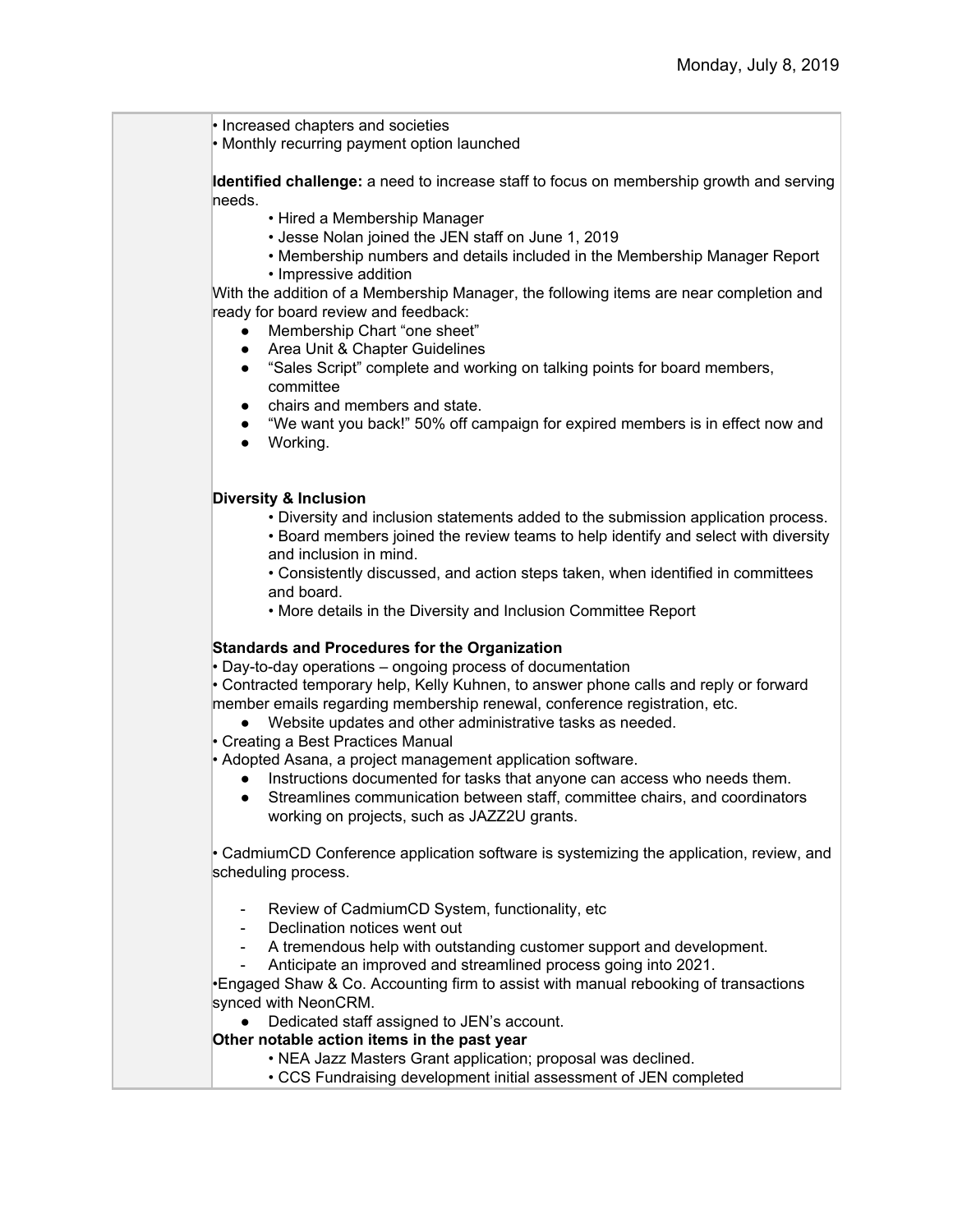Monday, July 8, 2019

• Increased chapters and societies
• Monthly recurring payment option launched

**Identified challenge:** a need to increase staff to focus on membership growth and serving needs.

- Hired a Membership Manager
- Jesse Nolan joined the JEN staff on June 1, 2019
- Membership numbers and details included in the Membership Manager Report
- Impressive addition

With the addition of a Membership Manager, the following items are near completion and ready for board review and feedback:

- Membership Chart "one sheet"
- Area Unit & Chapter Guidelines
- "Sales Script" complete and working on talking points for board members, committee
- chairs and members and state.
- "We want you back!" 50% off campaign for expired members is in effect now and
- Working.

**Diversity & Inclusion**

- Diversity and inclusion statements added to the submission application process.
- Board members joined the review teams to help identify and select with diversity and inclusion in mind.
- Consistently discussed, and action steps taken, when identified in committees and board.
- More details in the Diversity and Inclusion Committee Report

**Standards and Procedures for the Organization**

• Day-to-day operations – ongoing process of documentation
• Contracted temporary help, Kelly Kuhnen, to answer phone calls and reply or forward member emails regarding membership renewal, conference registration, etc.

- Website updates and other administrative tasks as needed.

• Creating a Best Practices Manual
• Adopted Asana, a project management application software.

- Instructions documented for tasks that anyone can access who needs them.
- Streamlines communication between staff, committee chairs, and coordinators working on projects, such as JAZZ2U grants.

• CadmiumCD Conference application software is systemizing the application, review, and scheduling process.

- Review of CadmiumCD System, functionality, etc
- Declination notices went out
- A tremendous help with outstanding customer support and development.
- Anticipate an improved and streamlined process going into 2021.

• Engaged Shaw & Co. Accounting firm to assist with manual rebooking of transactions synced with NeonCRM.

- Dedicated staff assigned to JEN's account.

**Other notable action items in the past year**

- NEA Jazz Masters Grant application; proposal was declined.
- CCS Fundraising development initial assessment of JEN completed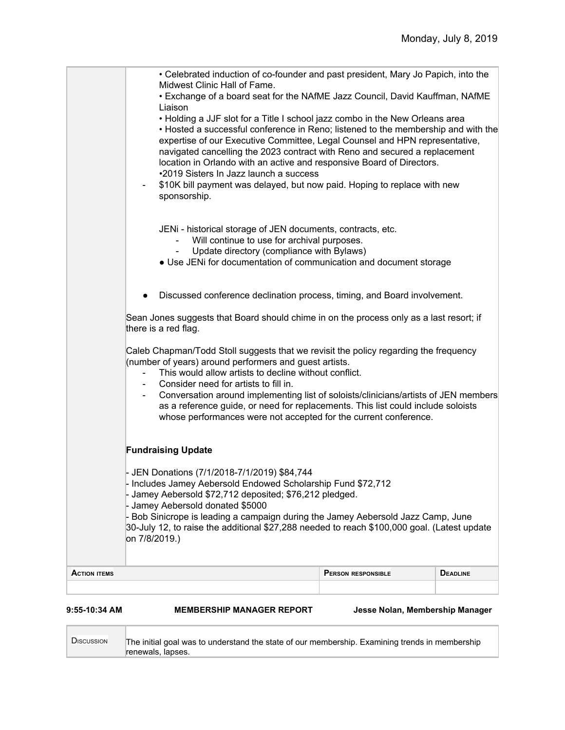Monday, July 8, 2019

• Celebrated induction of co-founder and past president, Mary Jo Papich, into the Midwest Clinic Hall of Fame.
• Exchange of a board seat for the NAfME Jazz Council, David Kauffman, NAfME Liaison
• Holding a JJF slot for a Title I school jazz combo in the New Orleans area
• Hosted a successful conference in Reno; listened to the membership and with the expertise of our Executive Committee, Legal Counsel and HPN representative, navigated cancelling the 2023 contract with Reno and secured a replacement location in Orlando with an active and responsive Board of Directors.
•2019 Sisters In Jazz launch a success

- $10K bill payment was delayed, but now paid. Hoping to replace with new sponsorship.

JENi - historical storage of JEN documents, contracts, etc.

- Will continue to use for archival purposes.
- Update directory (compliance with Bylaws)

- Use JENi for documentation of communication and document storage

- Discussed conference declination process, timing, and Board involvement.

Sean Jones suggests that Board should chime in on the process only as a last resort; if there is a red flag.

Caleb Chapman/Todd Stoll suggests that we revisit the policy regarding the frequency (number of years) around performers and guest artists.

- This would allow artists to decline without conflict.
- Consider need for artists to fill in.
- Conversation around implementing list of soloists/clinicians/artists of JEN members as a reference guide, or need for replacements. This list could include soloists whose performances were not accepted for the current conference.

**Fundraising Update**

- JEN Donations (7/1/2018-7/1/2019) $84,744
- Includes Jamey Aebersold Endowed Scholarship Fund $72,712
- Jamey Aebersold $72,712 deposited; $76,212 pledged.
- Jamey Aebersold donated $5000
- Bob Sinicrope is leading a campaign during the Jamey Aebersold Jazz Camp, June 30-July 12, to raise the additional $27,288 needed to reach $100,000 goal. (Latest update on 7/8/2019.)

| Action items | Person responsible | Deadline |
|---|---|---|
| | | |

**9:55-10:34 AM** **MEMBERSHIP MANAGER REPORT** **Jesse Nolan, Membership Manager**

| Discussion | The initial goal was to understand the state of our membership. Examining trends in membership renewals, lapses. |
|---|---|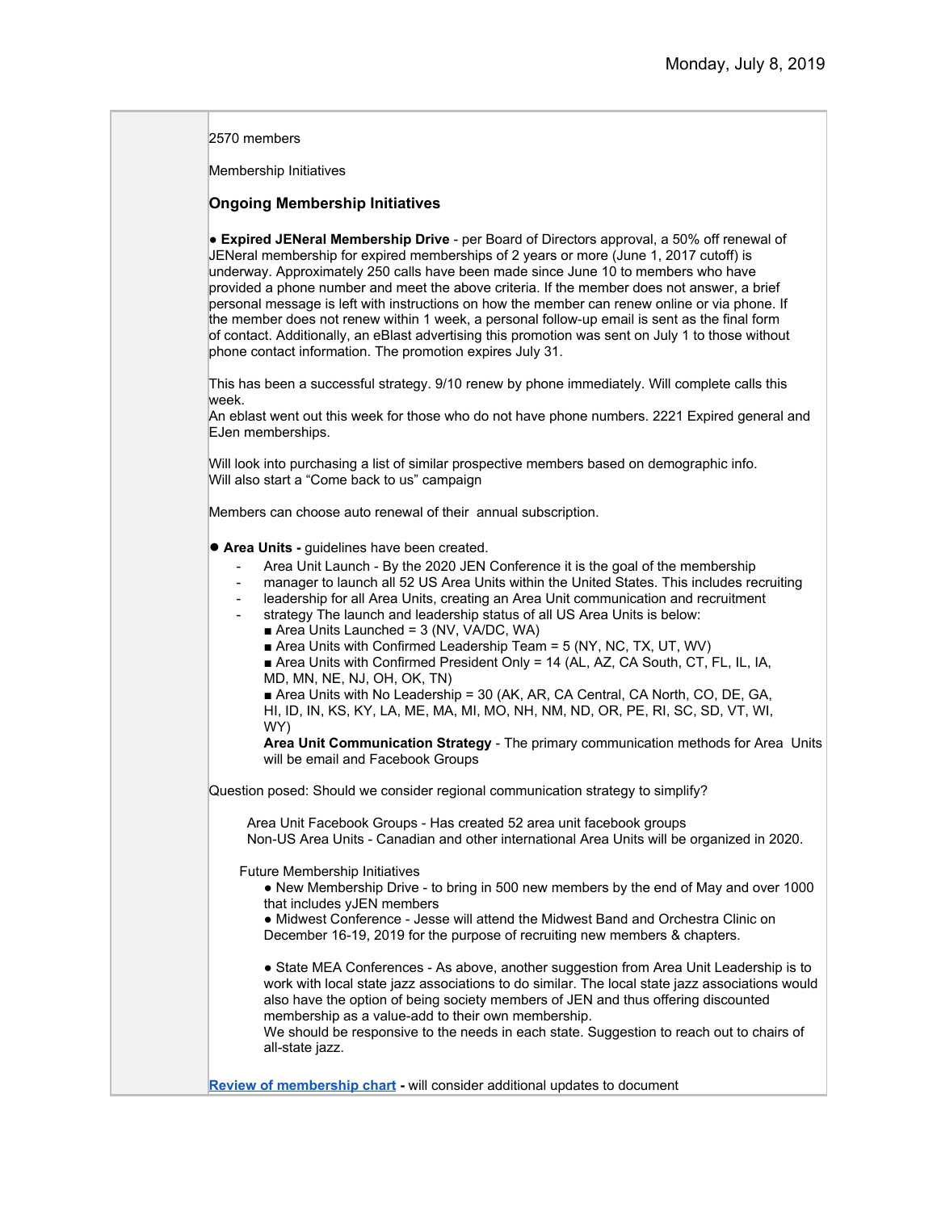2570 members

Membership Initiatives

### Ongoing Membership Initiatives

● **Expired JENeral Membership Drive** - per Board of Directors approval, a 50% off renewal of JENeral membership for expired memberships of 2 years or more (June 1, 2017 cutoff) is underway. Approximately 250 calls have been made since June 10 to members who have provided a phone number and meet the above criteria. If the member does not answer, a brief personal message is left with instructions on how the member can renew online or via phone. If the member does not renew within 1 week, a personal follow-up email is sent as the final form of contact. Additionally, an eBlast advertising this promotion was sent on July 1 to those without phone contact information. The promotion expires July 31.

This has been a successful strategy. 9/10 renew by phone immediately. Will complete calls this week.
An eblast went out this week for those who do not have phone numbers. 2221 Expired general and EJen memberships.

Will look into purchasing a list of similar prospective members based on demographic info.
Will also start a "Come back to us" campaign

Members can choose auto renewal of their annual subscription.

● **Area Units -** guidelines have been created.

- Area Unit Launch - By the 2020 JEN Conference it is the goal of the membership
- manager to launch all 52 US Area Units within the United States. This includes recruiting
- leadership for all Area Units, creating an Area Unit communication and recruitment
- strategy The launch and leadership status of all US Area Units is below:
  - ■ Area Units Launched = 3 (NV, VA/DC, WA)
  - ■ Area Units with Confirmed Leadership Team = 5 (NY, NC, TX, UT, WV)
  - ■ Area Units with Confirmed President Only = 14 (AL, AZ, CA South, CT, FL, IL, IA, MD, MN, NE, NJ, OH, OK, TN)
  - ■ Area Units with No Leadership = 30 (AK, AR, CA Central, CA North, CO, DE, GA, HI, ID, IN, KS, KY, LA, ME, MA, MI, MO, NH, NM, ND, OR, PE, RI, SC, SD, VT, WI, WY)

  **Area Unit Communication Strategy** - The primary communication methods for Area Units will be email and Facebook Groups

Question posed: Should we consider regional communication strategy to simplify?

Area Unit Facebook Groups - Has created 52 area unit facebook groups
Non-US Area Units - Canadian and other international Area Units will be organized in 2020.

Future Membership Initiatives

● New Membership Drive - to bring in 500 new members by the end of May and over 1000 that includes yJEN members

● Midwest Conference - Jesse will attend the Midwest Band and Orchestra Clinic on December 16-19, 2019 for the purpose of recruiting new members & chapters.

● State MEA Conferences - As above, another suggestion from Area Unit Leadership is to work with local state jazz associations to do similar. The local state jazz associations would also have the option of being society members of JEN and thus offering discounted membership as a value-add to their own membership.
We should be responsive to the needs in each state. Suggestion to reach out to chairs of all-state jazz.

**Review of membership chart** - will consider additional updates to document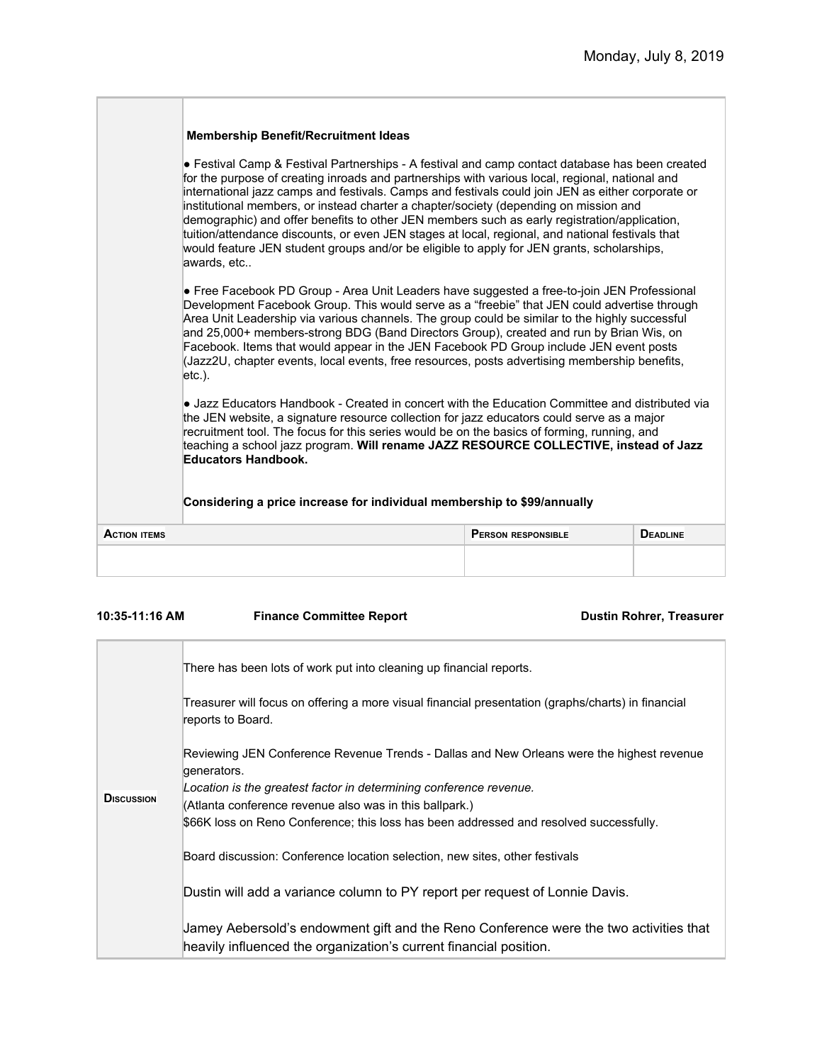Monday, July 8, 2019

| | |
|---|---|
| | **Membership Benefit/Recruitment Ideas**<br><br>● Festival Camp & Festival Partnerships - A festival and camp contact database has been created for the purpose of creating inroads and partnerships with various local, regional, national and international jazz camps and festivals. Camps and festivals could join JEN as either corporate or institutional members, or instead charter a chapter/society (depending on mission and demographic) and offer benefits to other JEN members such as early registration/application, tuition/attendance discounts, or even JEN stages at local, regional, and national festivals that would feature JEN student groups and/or be eligible to apply for JEN grants, scholarships, awards, etc..<br><br>● Free Facebook PD Group - Area Unit Leaders have suggested a free-to-join JEN Professional Development Facebook Group. This would serve as a "freebie" that JEN could advertise through Area Unit Leadership via various channels. The group could be similar to the highly successful and 25,000+ members-strong BDG (Band Directors Group), created and run by Brian Wis, on Facebook. Items that would appear in the JEN Facebook PD Group include JEN event posts (Jazz2U, chapter events, local events, free resources, posts advertising membership benefits, etc.).<br><br>● Jazz Educators Handbook - Created in concert with the Education Committee and distributed via the JEN website, a signature resource collection for jazz educators could serve as a major recruitment tool. The focus for this series would be on the basics of forming, running, and teaching a school jazz program. **Will rename JAZZ RESOURCE COLLECTIVE, instead of Jazz Educators Handbook.**<br><br>**Considering a price increase for individual membership to $99/annually** |

| **Action items** | **Person responsible** | **Deadline** |
|---|---|---|
| | | |

**10:35-11:16 AM** **Finance Committee Report** **Dustin Rohrer, Treasurer**

| | |
|---|---|
| **Discussion** | There has been lots of work put into cleaning up financial reports.<br><br>Treasurer will focus on offering a more visual financial presentation (graphs/charts) in financial reports to Board.<br><br>Reviewing JEN Conference Revenue Trends - Dallas and New Orleans were the highest revenue generators.<br>*Location is the greatest factor in determining conference revenue.*<br>(Atlanta conference revenue also was in this ballpark.)<br>$66K loss on Reno Conference; this loss has been addressed and resolved successfully.<br><br>Board discussion: Conference location selection, new sites, other festivals<br><br>Dustin will add a variance column to PY report per request of Lonnie Davis.<br><br>Jamey Aebersold's endowment gift and the Reno Conference were the two activities that heavily influenced the organization's current financial position. |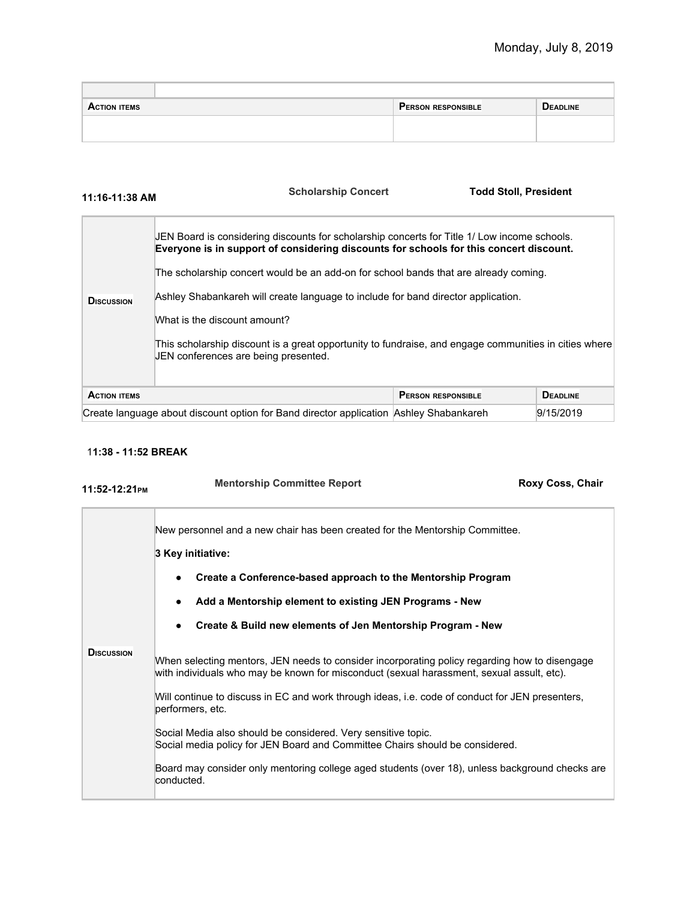Monday, July 8, 2019

| | |
|---|---|

| Action items | Person responsible | Deadline |
|---|---|---|
| | | |

**11:16-11:38 AM** **Scholarship Concert** **Todd Stoll, President**

| | |
|---|---|
| **Discussion** | JEN Board is considering discounts for scholarship concerts for Title 1/ Low income schools. **Everyone is in support of considering discounts for schools for this concert discount.**<br><br>The scholarship concert would be an add-on for school bands that are already coming.<br><br>Ashley Shabankareh will create language to include for band director application.<br><br>What is the discount amount?<br><br>This scholarship discount is a great opportunity to fundraise, and engage communities in cities where JEN conferences are being presented. |

| Action items | Person responsible | Deadline |
|---|---|---|
| Create language about discount option for Band director application | Ashley Shabankareh | 9/15/2019 |

**11:38 - 11:52 BREAK**

**11:52-12:21PM** **Mentorship Committee Report** **Roxy Coss, Chair**

| | |
|---|---|
| **Discussion** | New personnel and a new chair has been created for the Mentorship Committee.<br><br>**3 Key initiative:**<br><br>• **Create a Conference-based approach to the Mentorship Program**<br>• **Add a Mentorship element to existing JEN Programs - New**<br>• **Create & Build new elements of Jen Mentorship Program - New**<br><br>When selecting mentors, JEN needs to consider incorporating policy regarding how to disengage with individuals who may be known for misconduct (sexual harassment, sexual assult, etc).<br><br>Will continue to discuss in EC and work through ideas, i.e. code of conduct for JEN presenters, performers, etc.<br><br>Social Media also should be considered. Very sensitive topic.<br>Social media policy for JEN Board and Committee Chairs should be considered.<br><br>Board may consider only mentoring college aged students (over 18), unless background checks are conducted. |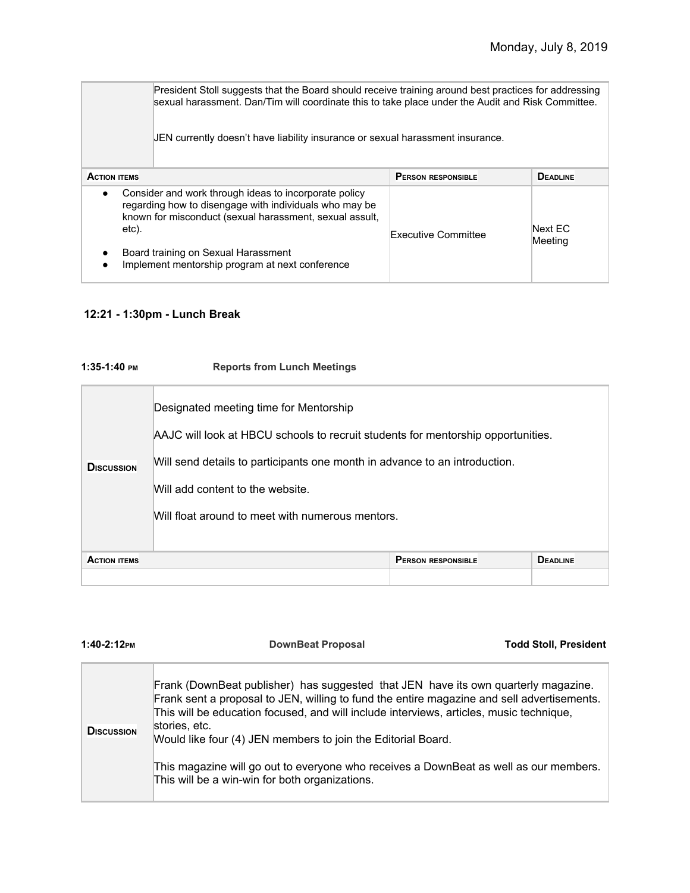Monday, July 8, 2019

| | |
|---|---|
| | President Stoll suggests that the Board should receive training around best practices for addressing sexual harassment. Dan/Tim will coordinate this to take place under the Audit and Risk Committee.<br><br>JEN currently doesn't have liability insurance or sexual harassment insurance. |

| Action items | Person responsible | Deadline |
|---|---|---|
| • Consider and work through ideas to incorporate policy regarding how to disengage with individuals who may be known for misconduct (sexual harassment, sexual assault, etc).<br>• Board training on Sexual Harassment<br>• Implement mentorship program at next conference | Executive Committee | Next EC Meeting |

**12:21 - 1:30pm - Lunch Break**

**1:35-1:40 PM** **Reports from Lunch Meetings**

| | |
|---|---|
| **Discussion** | Designated meeting time for Mentorship<br><br>AAJC will look at HBCU schools to recruit students for mentorship opportunities.<br><br>Will send details to participants one month in advance to an introduction.<br><br>Will add content to the website.<br><br>Will float around to meet with numerous mentors. |

| Action items | Person responsible | Deadline |
|---|---|---|
| | | |

**1:40-2:12PM** **DownBeat Proposal** **Todd Stoll, President**

| | |
|---|---|
| **Discussion** | Frank (DownBeat publisher) has suggested that JEN have its own quarterly magazine. Frank sent a proposal to JEN, willing to fund the entire magazine and sell advertisements. This will be education focused, and will include interviews, articles, music technique, stories, etc.<br>Would like four (4) JEN members to join the Editorial Board.<br><br>This magazine will go out to everyone who receives a DownBeat as well as our members. This will be a win-win for both organizations. |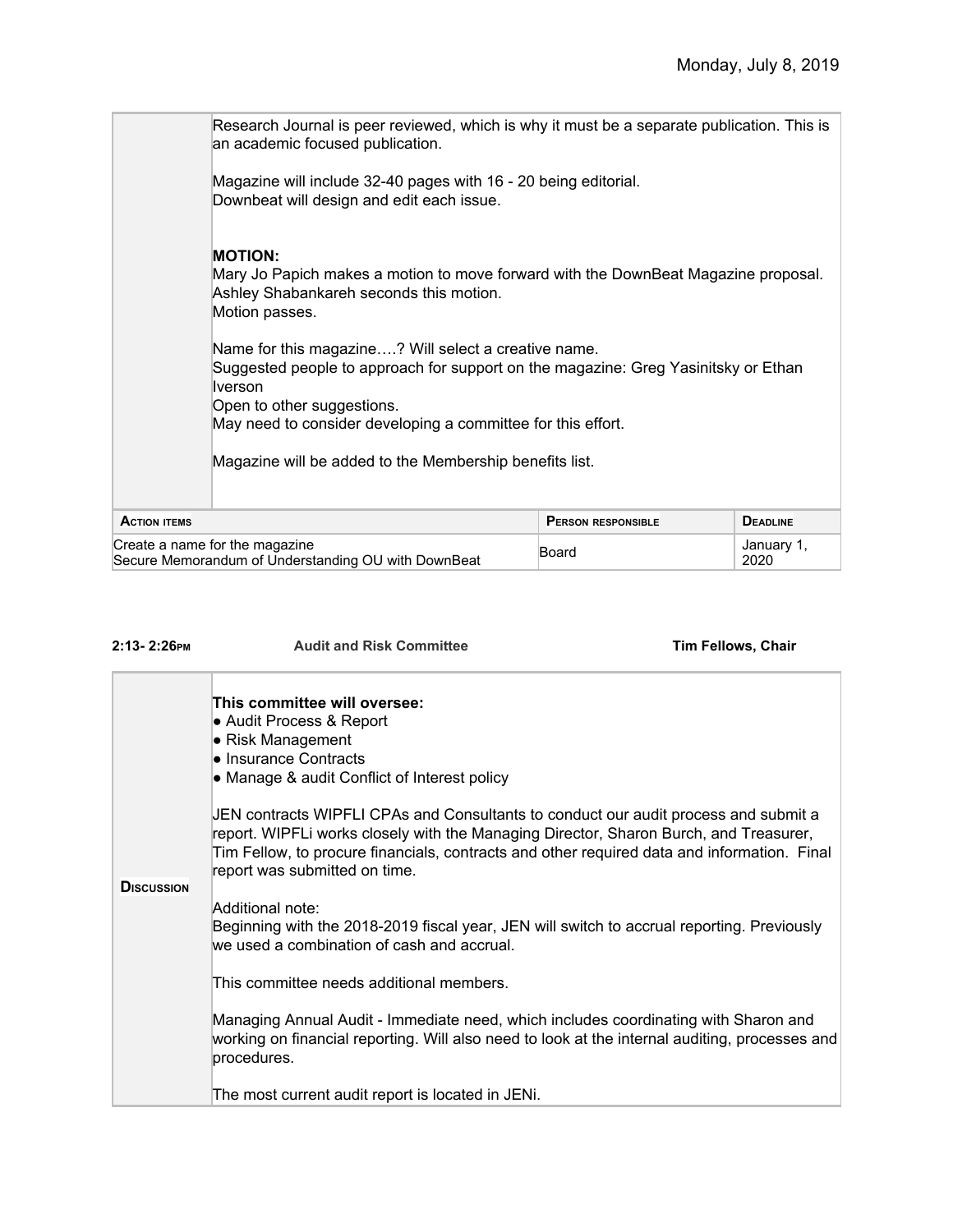Monday, July 8, 2019

| | |
|---|---|
| | Research Journal is peer reviewed, which is why it must be a separate publication. This is an academic focused publication.<br><br>Magazine will include 32-40 pages with 16 - 20 being editorial.<br>Downbeat will design and edit each issue.<br><br>**MOTION:**<br>Mary Jo Papich makes a motion to move forward with the DownBeat Magazine proposal.<br>Ashley Shabankareh seconds this motion.<br>Motion passes.<br><br>Name for this magazine….? Will select a creative name.<br>Suggested people to approach for support on the magazine: Greg Yasinitsky or Ethan Iverson<br>Open to other suggestions.<br>May need to consider developing a committee for this effort.<br><br>Magazine will be added to the Membership benefits list. |

| Action items | Person responsible | Deadline |
|---|---|---|
| Create a name for the magazine<br>Secure Memorandum of Understanding OU with DownBeat | Board | January 1, 2020 |

**2:13- 2:26PM** **Audit and Risk Committee** **Tim Fellows, Chair**

| | |
|---|---|
| **Discussion** | **This committee will oversee:**<br>● Audit Process & Report<br>● Risk Management<br>● Insurance Contracts<br>● Manage & audit Conflict of Interest policy<br><br>JEN contracts WIPFLI CPAs and Consultants to conduct our audit process and submit a report. WIPFLi works closely with the Managing Director, Sharon Burch, and Treasurer, Tim Fellow, to procure financials, contracts and other required data and information. Final report was submitted on time.<br><br>Additional note:<br>Beginning with the 2018-2019 fiscal year, JEN will switch to accrual reporting. Previously we used a combination of cash and accrual.<br><br>This committee needs additional members.<br><br>Managing Annual Audit - Immediate need, which includes coordinating with Sharon and working on financial reporting. Will also need to look at the internal auditing, processes and procedures.<br><br>The most current audit report is located in JENi. |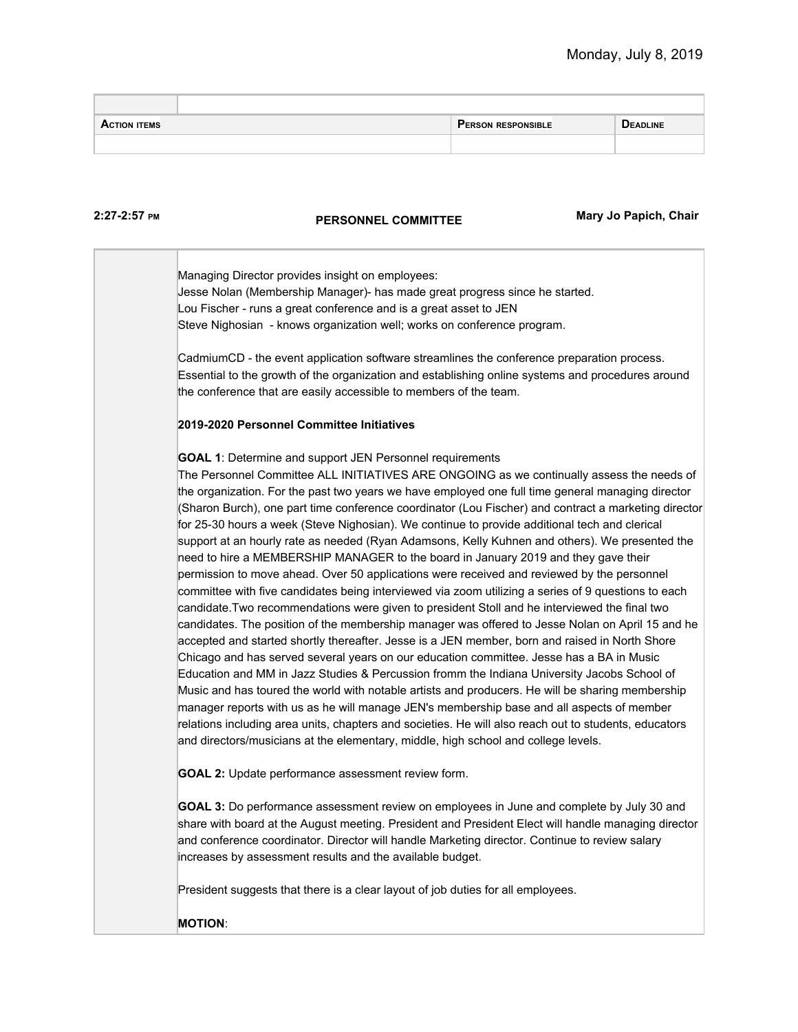Monday, July 8, 2019

| | |
|---|---|

| Action items | Person responsible | Deadline |
|---|---|---|
| | | |

**2:27-2:57 PM** **PERSONNEL COMMITTEE** **Mary Jo Papich, Chair**

Managing Director provides insight on employees:
Jesse Nolan (Membership Manager)- has made great progress since he started.
Lou Fischer - runs a great conference and is a great asset to JEN
Steve Nighosian - knows organization well; works on conference program.

CadmiumCD - the event application software streamlines the conference preparation process. Essential to the growth of the organization and establishing online systems and procedures around the conference that are easily accessible to members of the team.

**2019-2020 Personnel Committee Initiatives**

**GOAL 1**: Determine and support JEN Personnel requirements
The Personnel Committee ALL INITIATIVES ARE ONGOING as we continually assess the needs of the organization. For the past two years we have employed one full time general managing director (Sharon Burch), one part time conference coordinator (Lou Fischer) and contract a marketing director for 25-30 hours a week (Steve Nighosian). We continue to provide additional tech and clerical support at an hourly rate as needed (Ryan Adamsons, Kelly Kuhnen and others). We presented the need to hire a MEMBERSHIP MANAGER to the board in January 2019 and they gave their permission to move ahead. Over 50 applications were received and reviewed by the personnel committee with five candidates being interviewed via zoom utilizing a series of 9 questions to each candidate.Two recommendations were given to president Stoll and he interviewed the final two candidates. The position of the membership manager was offered to Jesse Nolan on April 15 and he accepted and started shortly thereafter. Jesse is a JEN member, born and raised in North Shore Chicago and has served several years on our education committee. Jesse has a BA in Music Education and MM in Jazz Studies & Percussion fromm the Indiana University Jacobs School of Music and has toured the world with notable artists and producers. He will be sharing membership manager reports with us as he will manage JEN's membership base and all aspects of member relations including area units, chapters and societies. He will also reach out to students, educators and directors/musicians at the elementary, middle, high school and college levels.

**GOAL 2:** Update performance assessment review form.

**GOAL 3:** Do performance assessment review on employees in June and complete by July 30 and share with board at the August meeting. President and President Elect will handle managing director and conference coordinator. Director will handle Marketing director. Continue to review salary increases by assessment results and the available budget.

President suggests that there is a clear layout of job duties for all employees.

**MOTION**: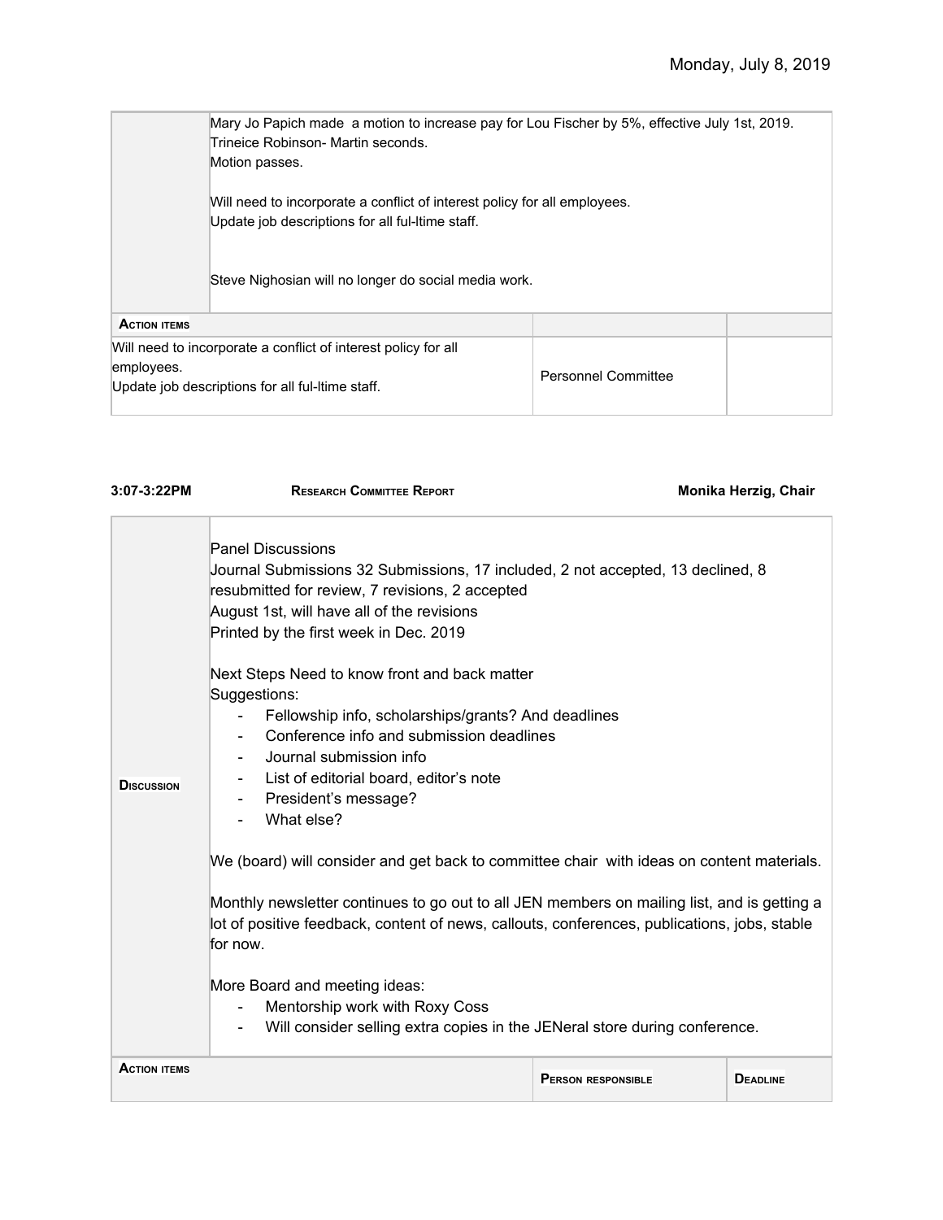Monday, July 8, 2019

| | | | |
|---|---|---|---|
| | Mary Jo Papich made a motion to increase pay for Lou Fischer by 5%, effective July 1st, 2019.<br>Trineice Robinson- Martin seconds.<br>Motion passes.<br><br>Will need to incorporate a conflict of interest policy for all employees.<br>Update job descriptions for all ful-ltime staff.<br><br>Steve Nighosian will no longer do social media work. | | |
| **Action items** | | | |
| Will need to incorporate a conflict of interest policy for all employees.<br>Update job descriptions for all ful-ltime staff. | | Personnel Committee | |

**3:07-3:22PM** **Research Committee Report** **Monika Herzig, Chair**

| | | | |
|---|---|---|---|
| **Discussion** | Panel Discussions<br>Journal Submissions 32 Submissions, 17 included, 2 not accepted, 13 declined, 8 resubmitted for review, 7 revisions, 2 accepted<br>August 1st, will have all of the revisions<br>Printed by the first week in Dec. 2019<br><br>Next Steps Need to know front and back matter<br>Suggestions:<br>- Fellowship info, scholarships/grants? And deadlines<br>- Conference info and submission deadlines<br>- Journal submission info<br>- List of editorial board, editor's note<br>- President's message?<br>- What else?<br><br>We (board) will consider and get back to committee chair with ideas on content materials.<br><br>Monthly newsletter continues to go out to all JEN members on mailing list, and is getting a lot of positive feedback, content of news, callouts, conferences, publications, jobs, stable for now.<br><br>More Board and meeting ideas:<br>- Mentorship work with Roxy Coss<br>- Will consider selling extra copies in the JENeral store during conference. | | |
| **Action items** | | **Person responsible** | **Deadline** |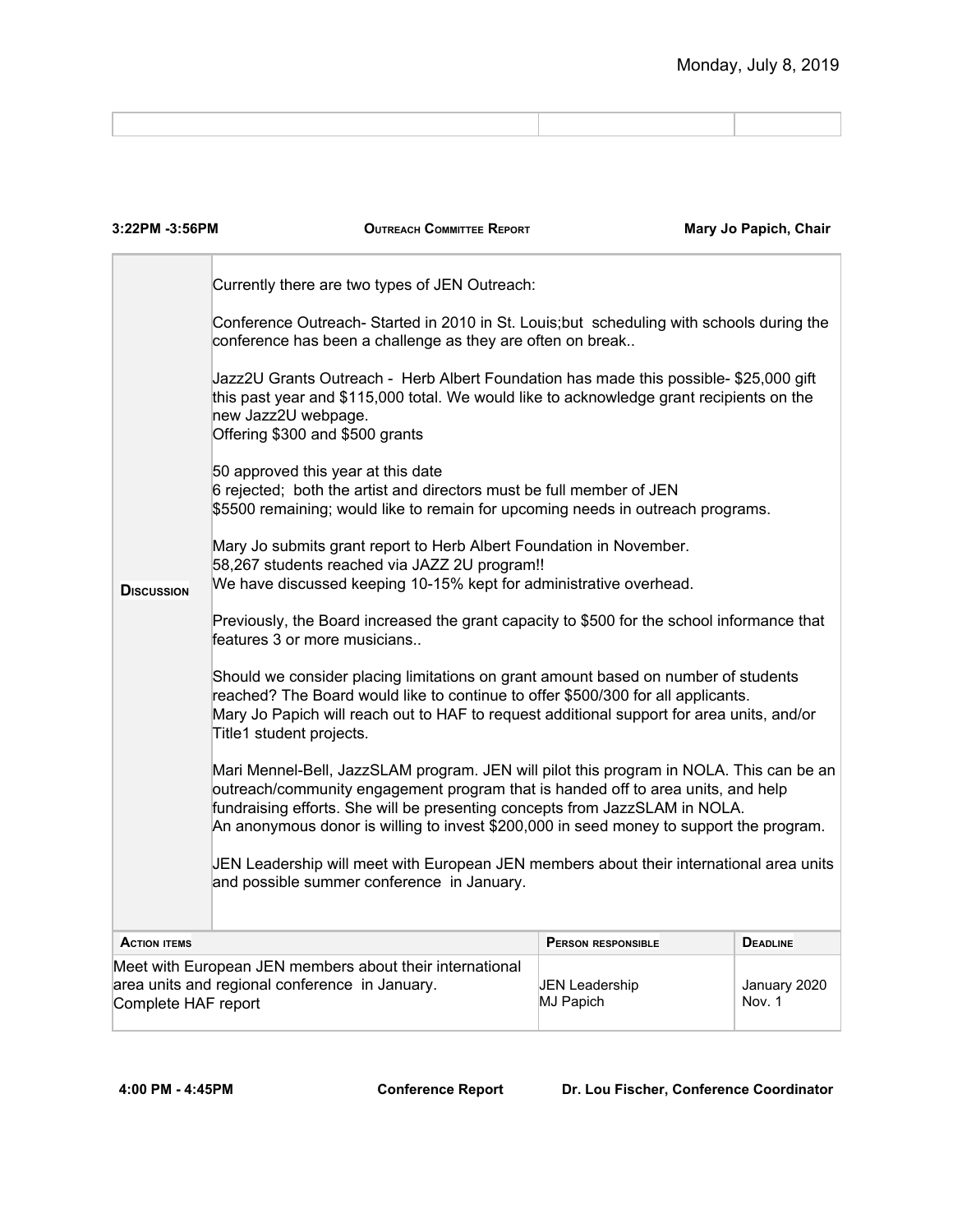Monday, July 8, 2019

| | | |
|---|---|---|
| | | |

**3:22PM -3:56PM** **OUTREACH COMMITTEE REPORT** **Mary Jo Papich, Chair**

| | |
|---|---|
| **DISCUSSION** | Currently there are two types of JEN Outreach:<br><br>Conference Outreach- Started in 2010 in St. Louis;but scheduling with schools during the conference has been a challenge as they are often on break..<br><br>Jazz2U Grants Outreach - Herb Albert Foundation has made this possible- $25,000 gift this past year and $115,000 total. We would like to acknowledge grant recipients on the new Jazz2U webpage.<br>Offering $300 and $500 grants<br><br>50 approved this year at this date<br>6 rejected; both the artist and directors must be full member of JEN<br>$5500 remaining; would like to remain for upcoming needs in outreach programs.<br><br>Mary Jo submits grant report to Herb Albert Foundation in November.<br>58,267 students reached via JAZZ 2U program!!<br>We have discussed keeping 10-15% kept for administrative overhead.<br><br>Previously, the Board increased the grant capacity to $500 for the school informance that features 3 or more musicians..<br><br>Should we consider placing limitations on grant amount based on number of students reached? The Board would like to continue to offer $500/300 for all applicants.<br>Mary Jo Papich will reach out to HAF to request additional support for area units, and/or Title1 student projects.<br><br>Mari Mennel-Bell, JazzSLAM program. JEN will pilot this program in NOLA. This can be an outreach/community engagement program that is handed off to area units, and help fundraising efforts. She will be presenting concepts from JazzSLAM in NOLA.<br>An anonymous donor is willing to invest $200,000 in seed money to support the program.<br><br>JEN Leadership will meet with European JEN members about their international area units and possible summer conference in January. |

| **ACTION ITEMS** | **PERSON RESPONSIBLE** | **DEADLINE** |
|---|---|---|
| Meet with European JEN members about their international area units and regional conference in January.<br>Complete HAF report | JEN Leadership<br>MJ Papich | January 2020<br>Nov. 1 |

**4:00 PM - 4:45PM** **Conference Report** **Dr. Lou Fischer, Conference Coordinator**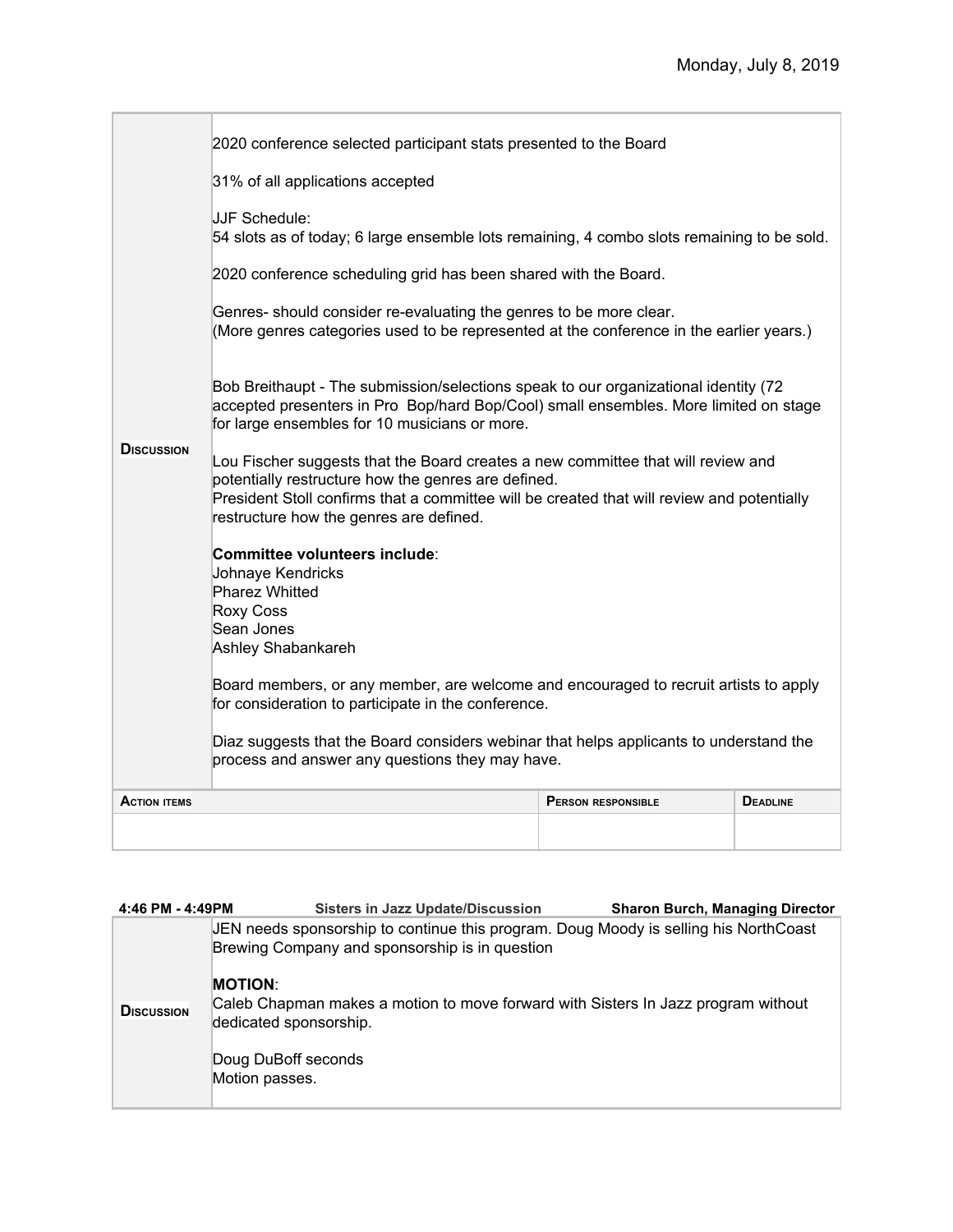Monday, July 8, 2019

| | |
|---|---|
| **Discussion** | 2020 conference selected participant stats presented to the Board<br><br>31% of all applications accepted<br><br>JJF Schedule:<br>54 slots as of today; 6 large ensemble lots remaining, 4 combo slots remaining to be sold.<br><br>2020 conference scheduling grid has been shared with the Board.<br><br>Genres- should consider re-evaluating the genres to be more clear.<br>(More genres categories used to be represented at the conference in the earlier years.)<br><br>Bob Breithaupt - The submission/selections speak to our organizational identity (72 accepted presenters in Pro Bop/hard Bop/Cool) small ensembles. More limited on stage for large ensembles for 10 musicians or more.<br><br>Lou Fischer suggests that the Board creates a new committee that will review and potentially restructure how the genres are defined.<br>President Stoll confirms that a committee will be created that will review and potentially restructure how the genres are defined.<br><br>**Committee volunteers include**:<br>Johnaye Kendricks<br>Pharez Whitted<br>Roxy Coss<br>Sean Jones<br>Ashley Shabankareh<br><br>Board members, or any member, are welcome and encouraged to recruit artists to apply for consideration to participate in the conference.<br><br>Diaz suggests that the Board considers webinar that helps applicants to understand the process and answer any questions they may have. |

| Action items | Person responsible | Deadline |
|---|---|---|
| | | |

| 4:46 PM - 4:49PM | Sisters in Jazz Update/Discussion | Sharon Burch, Managing Director |
|---|---|---|
| **Discussion** | JEN needs sponsorship to continue this program. Doug Moody is selling his NorthCoast Brewing Company and sponsorship is in question<br><br>**MOTION**:<br>Caleb Chapman makes a motion to move forward with Sisters In Jazz program without dedicated sponsorship.<br><br>Doug DuBoff seconds<br>Motion passes. | |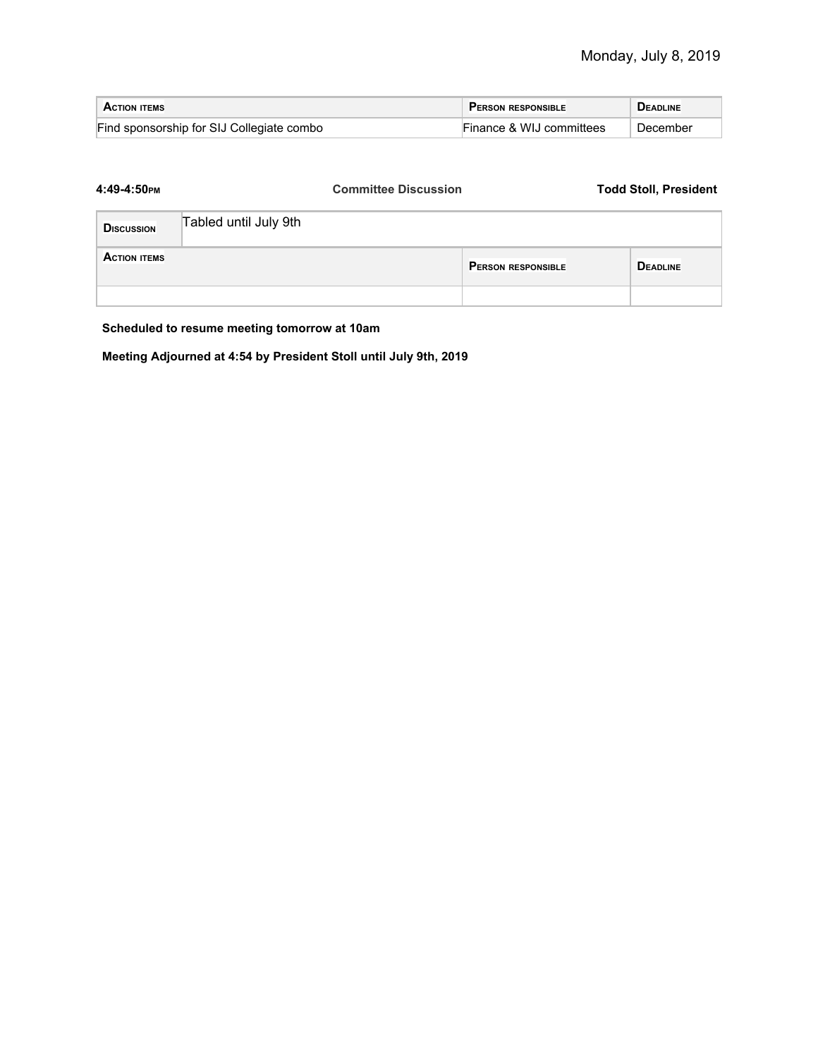Monday, July 8, 2019

| Action items | Person responsible | Deadline |
|---|---|---|
| Find sponsorship for SIJ Collegiate combo | Finance & WIJ committees | December |

**4:49-4:50pm** **Committee Discussion** **Todd Stoll, President**

| Discussion | Tabled until July 9th | |
|---|---|---|
| **Action items** | **Person responsible** | **Deadline** |
| | | |

**Scheduled to resume meeting tomorrow at 10am**

**Meeting Adjourned at 4:54 by President Stoll until July 9th, 2019**